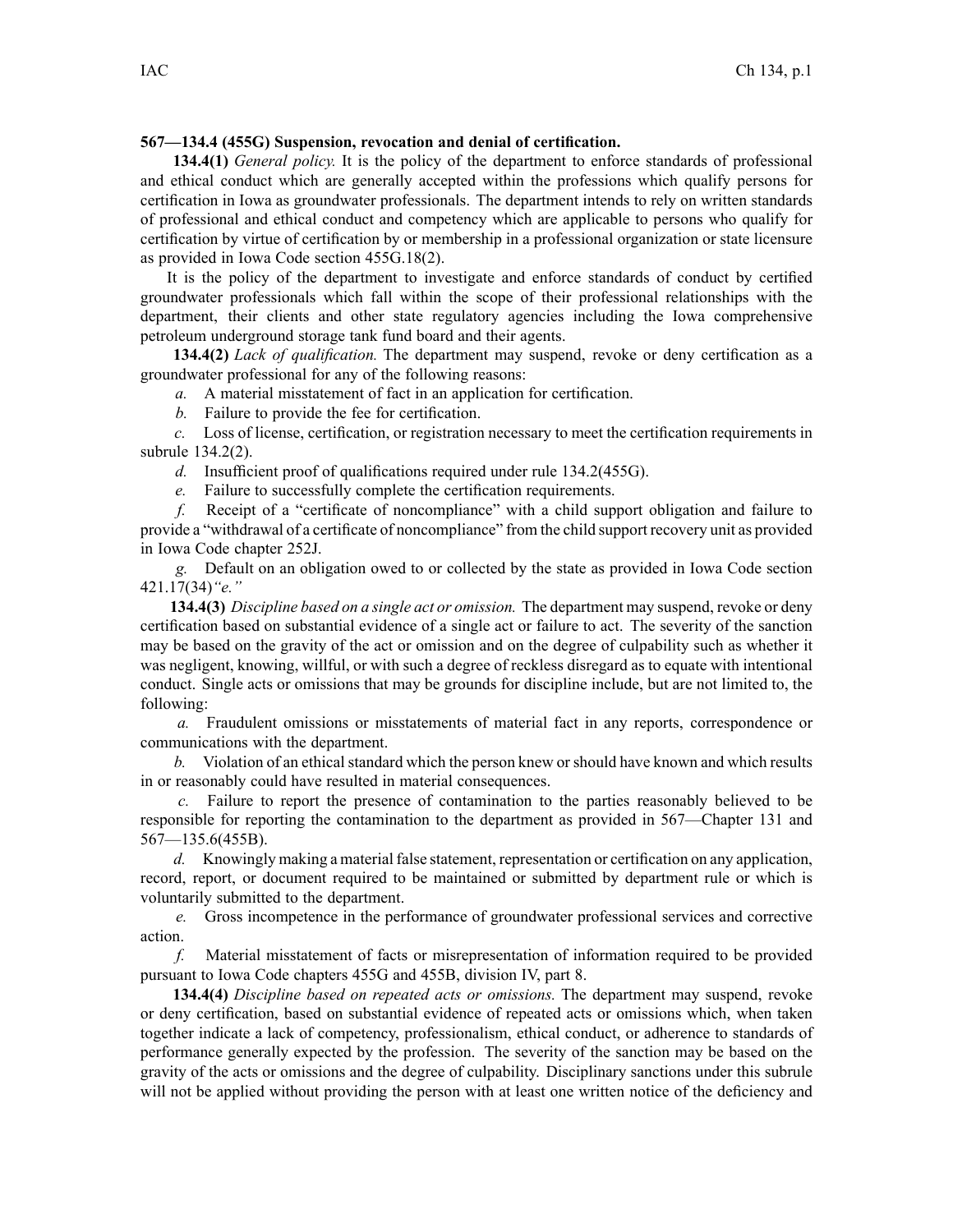**567—134.4 (455G) Suspension, revocation and denial of certification.**

**134.4(1)** *General policy.* It is the policy of the department to enforce standards of professional and ethical conduct which are generally accepted within the professions which qualify persons for certification in Iowa as groundwater professionals. The department intends to rely on written standards of professional and ethical conduct and competency which are applicable to persons who qualify for certification by virtue of certification by or membership in a professional organization or state licensure as provided in Iowa Code section 455G.18(2).

It is the policy of the department to investigate and enforce standards of conduct by certified groundwater professionals which fall within the scope of their professional relationships with the department, their clients and other state regulatory agencies including the Iowa comprehensive petroleum underground storage tank fund board and their agents.

**134.4(2)** *Lack of qualification.* The department may suspend, revoke or deny certification as a groundwater professional for any of the following reasons:

*a.* A material misstatement of fact in an application for certification.

*b.* Failure to provide the fee for certification.

*c.* Loss of license, certification, or registration necessary to meet the certification requirements in subrule 134.2(2).

*d.* Insufficient proof of qualifications required under rule 134.2(455G).

*e.* Failure to successfully complete the certification requirements.

*f.* Receipt of a "certificate of noncompliance" with a child support obligation and failure to provide a "withdrawal of a certificate of noncompliance" from the child support recovery unit as provided in Iowa Code chapter 252J.

*g.* Default on an obligation owed to or collected by the state as provided in Iowa Code section 421.17(34)*"e."*

**134.4(3)** *Discipline based on a single act or omission.* The department may suspend, revoke or deny certification based on substantial evidence of a single act or failure to act. The severity of the sanction may be based on the gravity of the act or omission and on the degree of culpability such as whether it was negligent, knowing, willful, or with such a degree of reckless disregard as to equate with intentional conduct. Single acts or omissions that may be grounds for discipline include, but are not limited to, the following:

*a.* Fraudulent omissions or misstatements of material fact in any reports, correspondence or communications with the department.

*b.* Violation of an ethical standard which the person knew or should have known and which results in or reasonably could have resulted in material consequences.

*c.* Failure to report the presence of contamination to the parties reasonably believed to be responsible for reporting the contamination to the department as provided in 567—Chapter 131 and 567—135.6(455B).

*d.* Knowingly making a material false statement, representation or certification on any application, record, report, or document required to be maintained or submitted by department rule or which is voluntarily submitted to the department.

*e.* Gross incompetence in the performance of groundwater professional services and corrective action.

*f.* Material misstatement of facts or misrepresentation of information required to be provided pursuant to Iowa Code chapters 455G and 455B, division IV, part 8.

**134.4(4)** *Discipline based on repeated acts or omissions.* The department may suspend, revoke or deny certification, based on substantial evidence of repeated acts or omissions which, when taken together indicate a lack of competency, professionalism, ethical conduct, or adherence to standards of performance generally expected by the profession. The severity of the sanction may be based on the gravity of the acts or omissions and the degree of culpability. Disciplinary sanctions under this subrule will not be applied without providing the person with at least one written notice of the deficiency and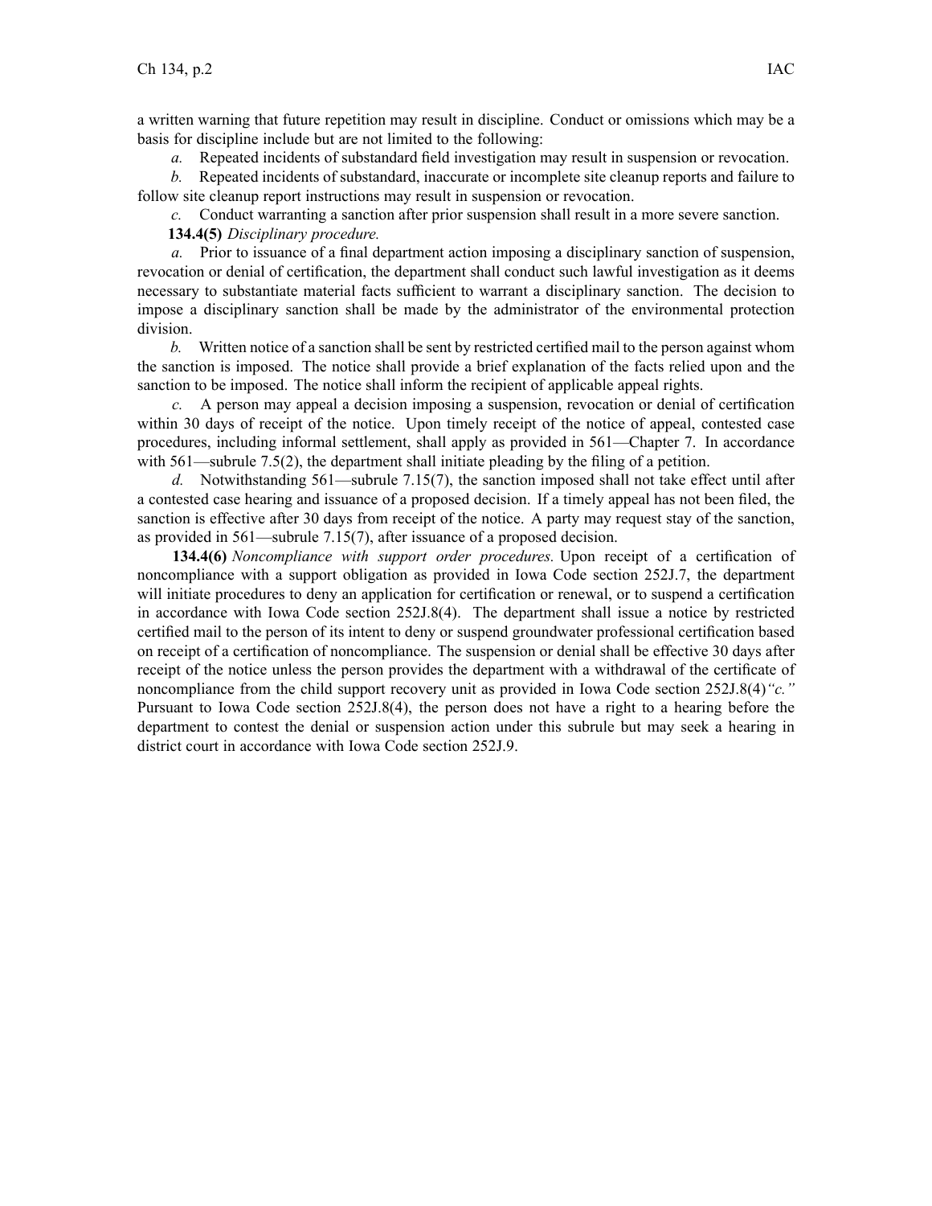a written warning that future repetition may result in discipline. Conduct or omissions which may be a basis for discipline include but are not limited to the following:

*a.* Repeated incidents of substandard field investigation may result in suspension or revocation.

*b.* Repeated incidents of substandard, inaccurate or incomplete site cleanup reports and failure to follow site cleanup report instructions may result in suspension or revocation.

*c.* Conduct warranting a sanction after prior suspension shall result in a more severe sanction.

**134.4(5)** *Disciplinary procedure.*

*a.* Prior to issuance of a final department action imposing a disciplinary sanction of suspension, revocation or denial of certification, the department shall conduct such lawful investigation as it deems necessary to substantiate material facts sufficient to warrant a disciplinary sanction. The decision to impose a disciplinary sanction shall be made by the administrator of the environmental protection division.

*b.* Written notice of a sanction shall be sent by restricted certified mail to the person against whom the sanction is imposed. The notice shall provide a brief explanation of the facts relied upon and the sanction to be imposed. The notice shall inform the recipient of applicable appeal rights.

*c.* A person may appeal a decision imposing a suspension, revocation or denial of certification within 30 days of receipt of the notice. Upon timely receipt of the notice of appeal, contested case procedures, including informal settlement, shall apply as provided in 561—Chapter 7. In accordance with 561—subrule 7.5(2), the department shall initiate pleading by the filing of a petition.

*d.* Notwithstanding 561—subrule 7.15(7), the sanction imposed shall not take effect until after a contested case hearing and issuance of a proposed decision. If a timely appeal has not been filed, the sanction is effective after 30 days from receipt of the notice. A party may request stay of the sanction, as provided in 561—subrule 7.15(7), after issuance of a proposed decision.

**134.4(6)** *Noncompliance with support order procedures.* Upon receipt of a certification of noncompliance with a support obligation as provided in Iowa Code section 252J.7, the department will initiate procedures to deny an application for certification or renewal, or to suspend a certification in accordance with Iowa Code section 252J.8(4). The department shall issue a notice by restricted certified mail to the person of its intent to deny or suspend groundwater professional certification based on receipt of a certification of noncompliance. The suspension or denial shall be effective 30 days after receipt of the notice unless the person provides the department with a withdrawal of the certificate of noncompliance from the child support recovery unit as provided in Iowa Code section 252J.8(4)*"c."* Pursuant to Iowa Code section 252J.8(4), the person does not have a right to a hearing before the department to contest the denial or suspension action under this subrule but may seek a hearing in district court in accordance with Iowa Code section 252J.9.